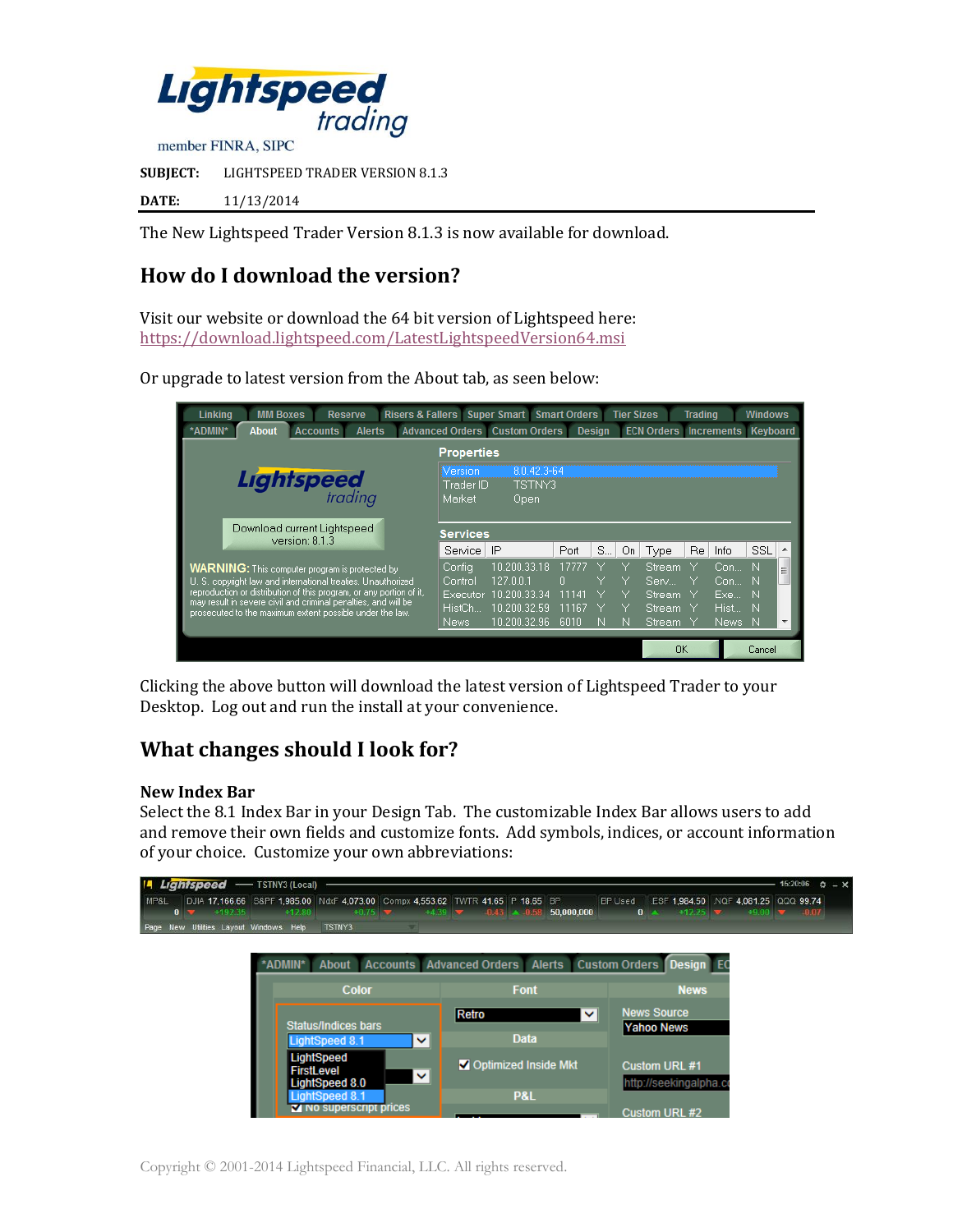**SUBJECT:** LIGHTSPEED TRADER VERSION 8.1.3

**DATE:** 11/13/2014

The New Lightspeed Trader Version 8.1.3 is now available for download.

## How do I download the version?

Visit our website or download the 64 bit version of Lightspeed here:
https://download.lightspeed.com/LatestLightspeedVersion64.msi

Or upgrade to latest version from the About tab, as seen below:

Clicking the above button will download the latest version of Lightspeed Trader to your Desktop. Log out and run the install at your convenience.

## What changes should I look for?

### New Index Bar

Select the 8.1 Index Bar in your Design Tab. The customizable Index Bar allows users to add and remove their own fields and customize fonts. Add symbols, indices, or account information of your choice. Customize your own abbreviations:

Copyright © 2001-2014 Lightspeed Financial, LLC. All rights reserved.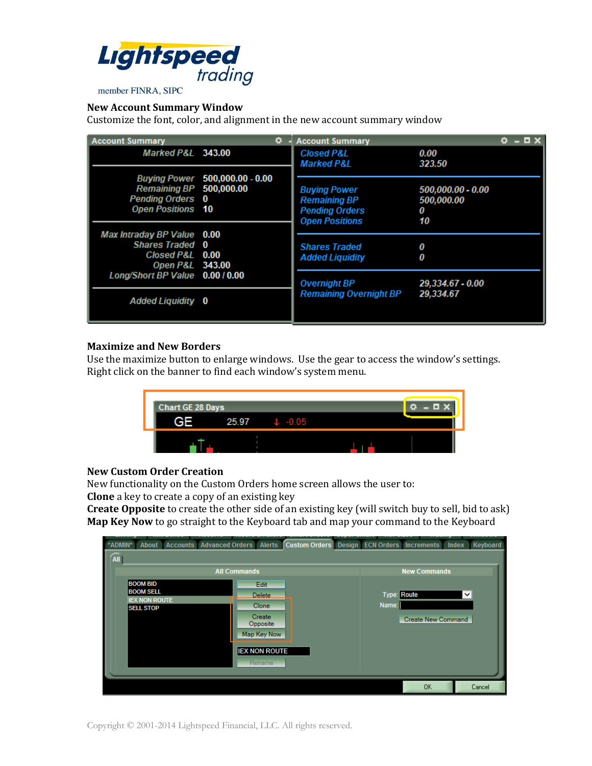## New Account Summary Window

Customize the font, color, and alignment in the new account summary window

## Maximize and New Borders

Use the maximize button to enlarge windows. Use the gear to access the window's settings. Right click on the banner to find each window's system menu.

## New Custom Order Creation

New functionality on the Custom Orders home screen allows the user to:

**Clone** a key to create a copy of an existing key

**Create Opposite** to create the other side of an existing key (will switch buy to sell, bid to ask)

**Map Key Now** to go straight to the Keyboard tab and map your command to the Keyboard

Copyright © 2001-2014 Lightspeed Financial, LLC. All rights reserved.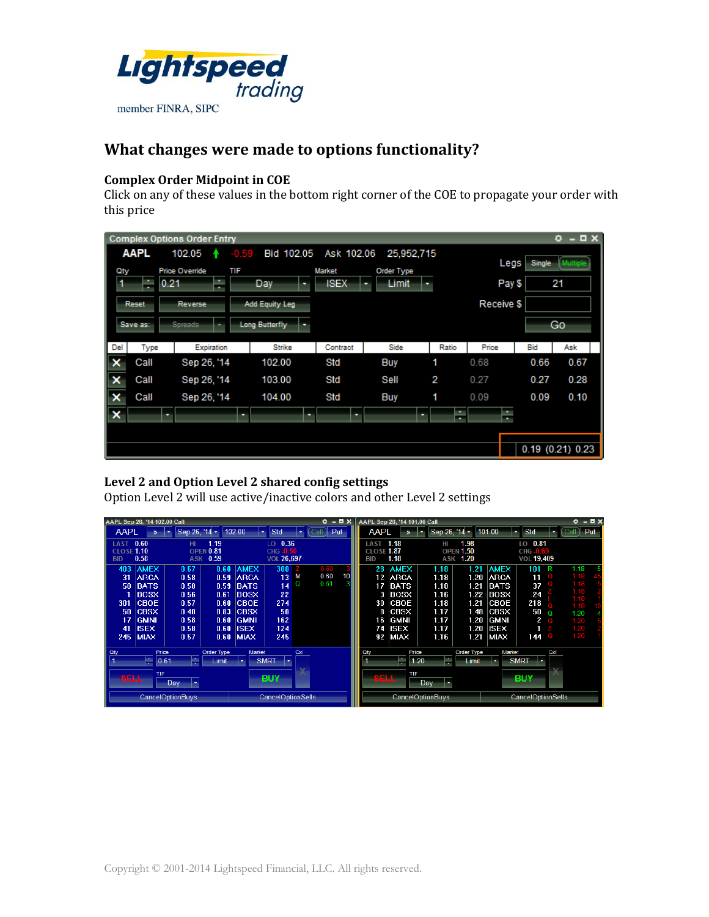# What changes were made to options functionality?

### Complex Order Midpoint in COE

Click on any of these values in the bottom right corner of the COE to propagate your order with this price

### Level 2 and Option Level 2 shared config settings

Option Level 2 will use active/inactive colors and other Level 2 settings